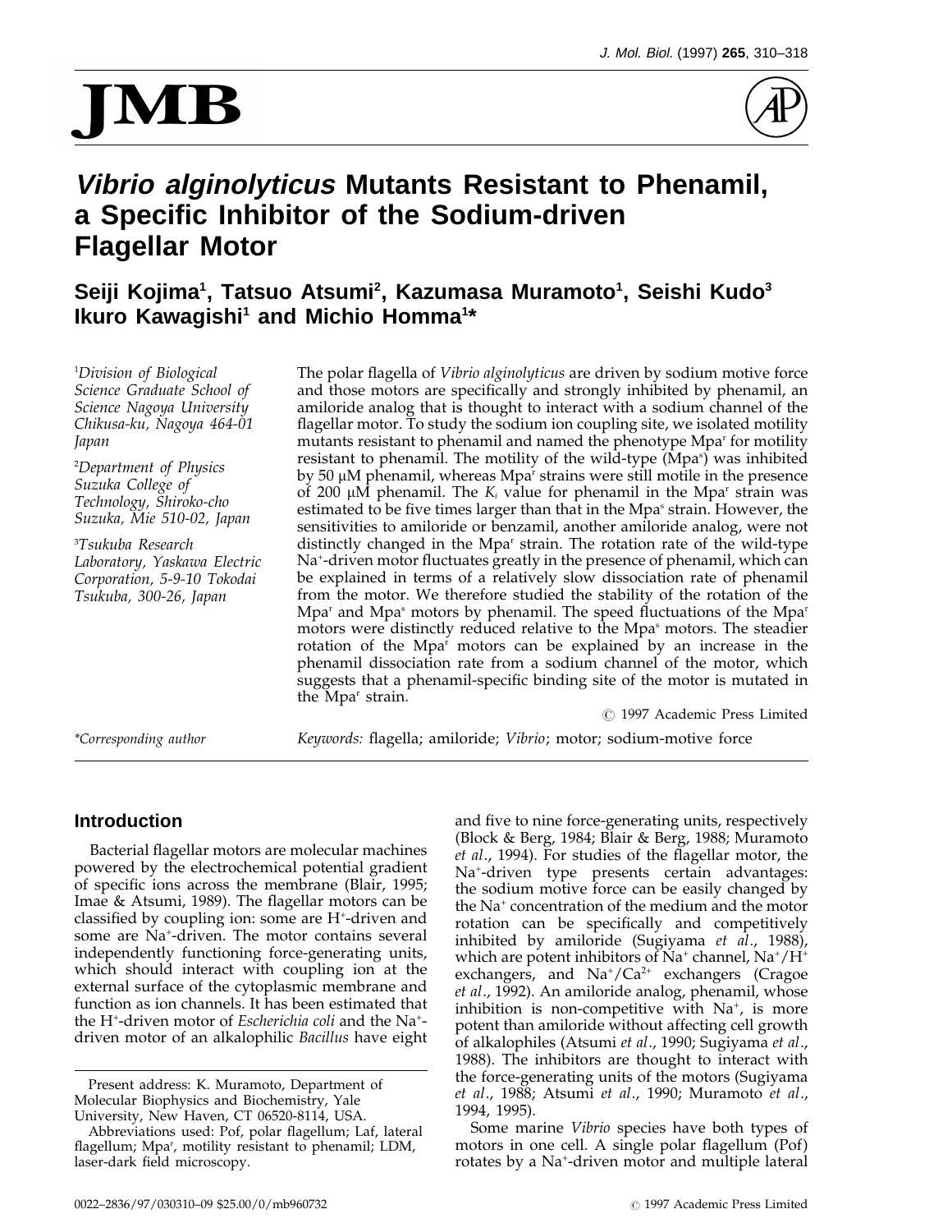# *Vibrio alginolyticus* Mutants Resistant to Phenamil, a Specific Inhibitor of the Sodium-driven Flagellar Motor

**Seiji Kojima[1], Tatsuo Atsumi[2], Kazumasa Muramoto[1], Seishi Kudo[3] Ikuro Kawagishi[1] and Michio Homma[1]***

[1]Division of Biological Science Graduate School of Science Nagoya University Chikusa-ku, Nagoya 464-01 Japan

[2]Department of Physics Suzuka College of Technology, Shiroko-cho Suzuka, Mie 510-02, Japan

[3]Tsukuba Research Laboratory, Yaskawa Electric Corporation, 5-9-10 Tokodai Tsukuba, 300-26, Japan

The polar flagella of *Vibrio alginolyticus* are driven by sodium motive force and those motors are specifically and strongly inhibited by phenamil, an amiloride analog that is thought to interact with a sodium channel of the flagellar motor. To study the sodium ion coupling site, we isolated motility mutants resistant to phenamil and named the phenotype $Mpa^r$ for motility resistant to phenamil. The motility of the wild-type ($Mpa^s$) was inhibited by 50 μM phenamil, whereas $Mpa^r$ strains were still motile in the presence of 200 μM phenamil. The $K_i$ value for phenamil in the $Mpa^r$ strain was estimated to be five times larger than that in the $Mpa^s$ strain. However, the sensitivities to amiloride or benzamil, another amiloride analog, were not distinctly changed in the $Mpa^r$ strain. The rotation rate of the wild-type $Na^+$-driven motor fluctuates greatly in the presence of phenamil, which can be explained in terms of a relatively slow dissociation rate of phenamil from the motor. We therefore studied the stability of the rotation of the $Mpa^r$ and $Mpa^s$ motors by phenamil. The speed fluctuations of the $Mpa^r$ motors were distinctly reduced relative to the $Mpa^s$ motors. The steadier rotation of the $Mpa^r$ motors can be explained by an increase in the phenamil dissociation rate from a sodium channel of the motor, which suggests that a phenamil-specific binding site of the motor is mutated in the $Mpa^r$ strain.

© 1997 Academic Press Limited

*Corresponding author

*Keywords:* flagella; amiloride; *Vibrio*; motor; sodium-motive force

## Introduction

Bacterial flagellar motors are molecular machines powered by the electrochemical potential gradient of specific ions across the membrane (Blair, 1995; Imae & Atsumi, 1989). The flagellar motors can be classified by coupling ion: some are $H^+$-driven and some are $Na^+$-driven. The motor contains several independently functioning force-generating units, which should interact with coupling ion at the external surface of the cytoplasmic membrane and function as ion channels. It has been estimated that the $H^+$-driven motor of *Escherichia coli* and the $Na^+$-driven motor of an alkalophilic *Bacillus* have eight and five to nine force-generating units, respectively (Block & Berg, 1984; Blair & Berg, 1988; Muramoto *et al*., 1994). For studies of the flagellar motor, the $Na^+$-driven type presents certain advantages: the sodium motive force can be easily changed by the $Na^+$ concentration of the medium and the motor rotation can be specifically and competitively inhibited by amiloride (Sugiyama *et al*., 1988), which are potent inhibitors of $Na^+$ channel, $Na^+/H^+$ exchangers, and $Na^+/Ca^{2+}$ exchangers (Cragoe *et al*., 1992). An amiloride analog, phenamil, whose inhibition is non-competitive with $Na^+$, is more potent than amiloride without affecting cell growth of alkalophiles (Atsumi *et al*., 1990; Sugiyama *et al*., 1988). The inhibitors are thought to interact with the force-generating units of the motors (Sugiyama *et al*., 1988; Atsumi *et al*., 1990; Muramoto *et al*., 1994, 1995).

Some marine *Vibrio* species have both types of motors in one cell. A single polar flagellum (Pof) rotates by a $Na^+$-driven motor and multiple lateral

Present address: K. Muramoto, Department of Molecular Biophysics and Biochemistry, Yale University, New Haven, CT 06520-8114, USA.

Abbreviations used: Pof, polar flagellum; Laf, lateral flagellum; $Mpa^r$, motility resistant to phenamil; LDM, laser-dark field microscopy.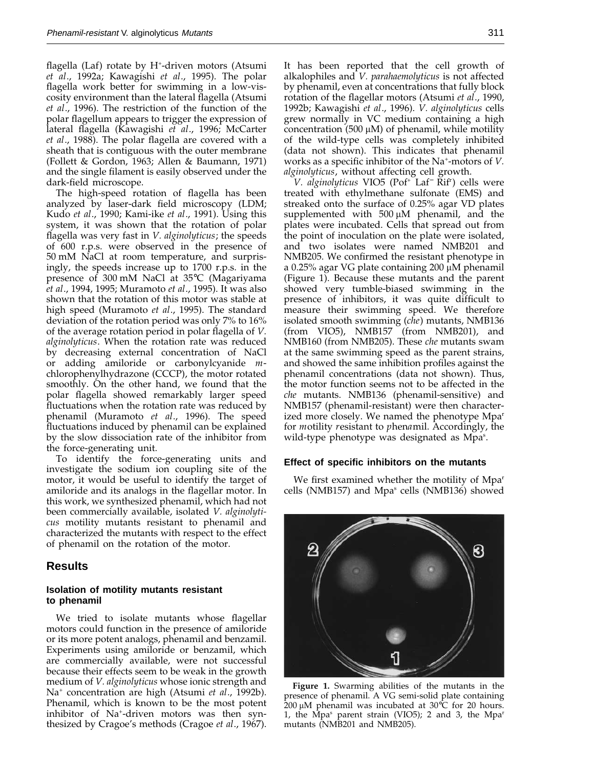flagella (Laf) rotate by $H^+$-driven motors (Atsumi *et al*., 1992a; Kawagishi *et al*., 1995). The polar flagella work better for swimming in a low-viscosity environment than the lateral flagella (Atsumi *et al*., 1996). The restriction of the function of the polar flagellum appears to trigger the expression of lateral flagella (Kawagishi *et al*., 1996; McCarter *et al*., 1988). The polar flagella are covered with a sheath that is contiguous with the outer membrane (Follett & Gordon, 1963; Allen & Baumann, 1971) and the single filament is easily observed under the dark-field microscope.

The high-speed rotation of flagella has been analyzed by laser-dark field microscopy (LDM; Kudo *et al*., 1990; Kami-ike *et al*., 1991). Using this system, it was shown that the rotation of polar flagella was very fast in *V. alginolyticus*; the speeds of 600 r.p.s. were observed in the presence of 50 mM NaCl at room temperature, and surprisingly, the speeds increase up to 1700 r.p.s. in the presence of 300 mM NaCl at 35°C (Magariyama *et al*., 1994, 1995; Muramoto *et al*., 1995). It was also shown that the rotation of this motor was stable at high speed (Muramoto *et al*., 1995). The standard deviation of the rotation period was only 7% to 16% of the average rotation period in polar flagella of *V. alginolyticus*. When the rotation rate was reduced by decreasing external concentration of NaCl or adding amiloride or carbonylcyanide *m*-chlorophenylhydrazone (CCCP), the motor rotated smoothly. On the other hand, we found that the polar flagella showed remarkably larger speed fluctuations when the rotation rate was reduced by phenamil (Muramoto *et al*., 1996). The speed fluctuations induced by phenamil can be explained by the slow dissociation rate of the inhibitor from the force-generating unit.

To identify the force-generating units and investigate the sodium ion coupling site of the motor, it would be useful to identify the target of amiloride and its analogs in the flagellar motor. In this work, we synthesized phenamil, which had not been commercially available, isolated *V. alginolyticus* motility mutants resistant to phenamil and characterized the mutants with respect to the effect of phenamil on the rotation of the motor.

## Results

### Isolation of motility mutants resistant to phenamil

We tried to isolate mutants whose flagellar motors could function in the presence of amiloride or its more potent analogs, phenamil and benzamil. Experiments using amiloride or benzamil, which are commercially available, were not successful because their effects seem to be weak in the growth medium of *V. alginolyticus* whose ionic strength and $Na^+$ concentration are high (Atsumi *et al*., 1992b). Phenamil, which is known to be the most potent inhibitor of $Na^+$-driven motors was then synthesized by Cragoe's methods (Cragoe *et al*., 1967). It has been reported that the cell growth of alkalophiles and *V. parahaemolyticus* is not affected by phenamil, even at concentrations that fully block rotation of the flagellar motors (Atsumi *et al*., 1990, 1992b; Kawagishi *et al*., 1996). *V. alginolyticus* cells grew normally in VC medium containing a high concentration (500 μM) of phenamil, while motility of the wild-type cells was completely inhibited (data not shown). This indicates that phenamil works as a specific inhibitor of the $Na^+$-motors of *V. alginolyticus*, without affecting cell growth.

*V. alginolyticus* VIO5 ($Pof^+$ $Laf^-$ $Rif^r$) cells were treated with ethylmethane sulfonate (EMS) and streaked onto the surface of 0.25% agar VD plates supplemented with 500 μM phenamil, and the plates were incubated. Cells that spread out from the point of inoculation on the plate were isolated, and two isolates were named NMB201 and NMB205. We confirmed the resistant phenotype in a 0.25% agar VG plate containing 200 μM phenamil (Figure 1). Because these mutants and the parent showed very tumble-biased swimming in the presence of inhibitors, it was quite difficult to measure their swimming speed. We therefore isolated smooth swimming (*che*) mutants, NMB136 (from VIO5), NMB157 (from NMB201), and NMB160 (from NMB205). These *che* mutants swam at the same swimming speed as the parent strains, and showed the same inhibition profiles against the phenamil concentrations (data not shown). Thus, the motor function seems not to be affected in the *che* mutants. NMB136 (phenamil-sensitive) and NMB157 (phenamil-resistant) were then characterized more closely. We named the phenotype $Mpa^r$ for *m*otility *r*esistant to *p*hen*a*mil. Accordingly, the wild-type phenotype was designated as $Mpa^s$.

**Figure 1.** Swarming abilities of the mutants in the presence of phenamil. A VG semi-solid plate containing 200 μM phenamil was incubated at 30°C for 20 hours. 1, the $Mpa^s$ parent strain (VIO5); 2 and 3, the $Mpa^r$ mutants (NMB201 and NMB205).

### Effect of specific inhibitors on the mutants

We first examined whether the motility of $Mpa^r$ cells (NMB157) and $Mpa^s$ cells (NMB136) showed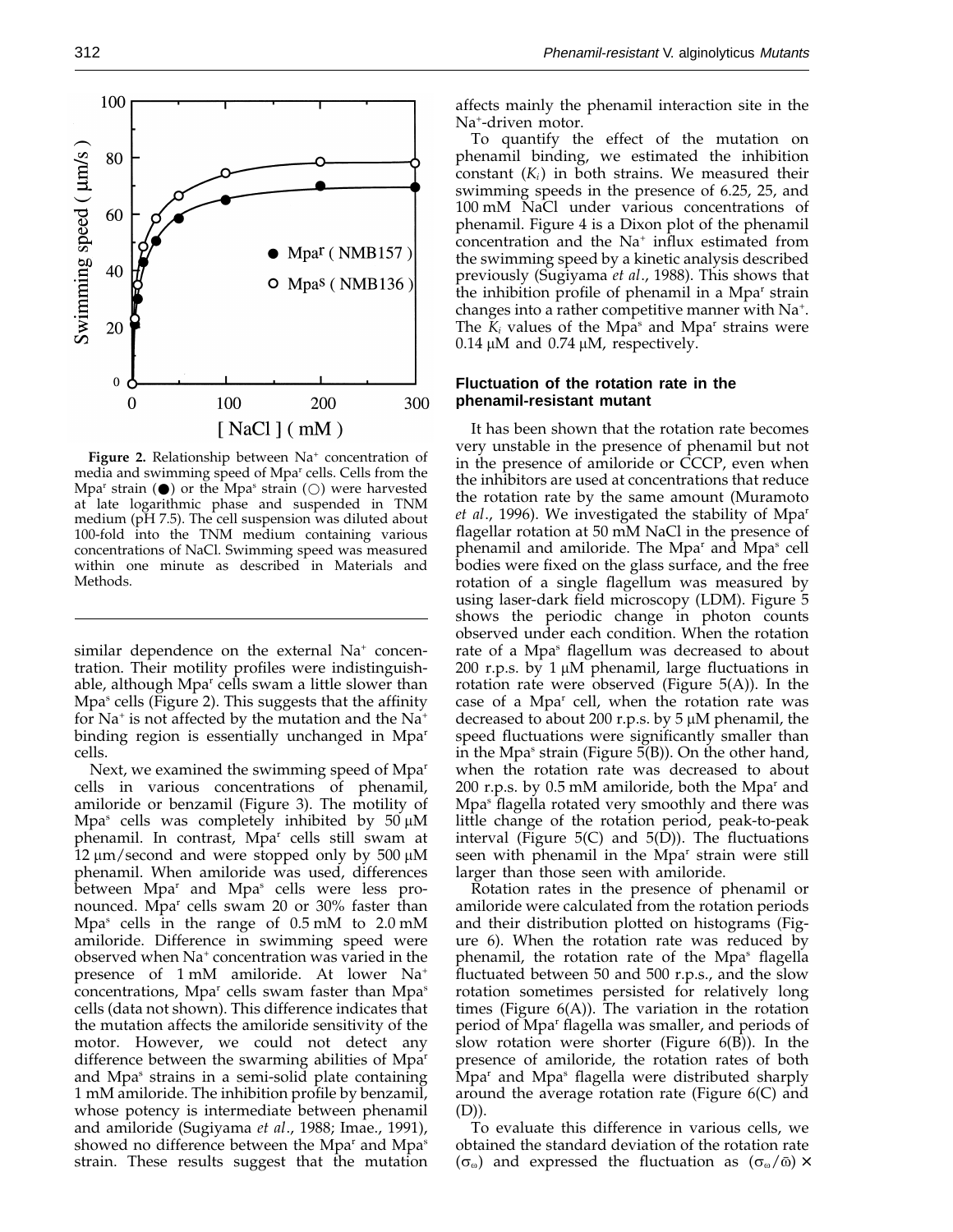100
80
60
40
20
0
Swimming speed ( μm/s )
0
100
200
300
[ NaCl ] ( mM )
● Mpa$^r$ ( NMB157 )
○ Mpa$^s$ ( NMB136 )

**Figure 2.** Relationship between $Na^+$ concentration of media and swimming speed of Mpa$^r$ cells. Cells from the Mpa$^r$ strain (●) or the Mpa$^s$ strain (○) were harvested at late logarithmic phase and suspended in TNM medium (pH 7.5). The cell suspension was diluted about 100-fold into the TNM medium containing various concentrations of NaCl. Swimming speed was measured within one minute as described in Materials and Methods.

similar dependence on the external $Na^+$ concentration. Their motility profiles were indistinguishable, although Mpa$^r$ cells swam a little slower than Mpa$^s$ cells (Figure 2). This suggests that the affinity for $Na^+$ is not affected by the mutation and the $Na^+$ binding region is essentially unchanged in Mpa$^r$ cells.

Next, we examined the swimming speed of Mpa$^r$ cells in various concentrations of phenamil, amiloride or benzamil (Figure 3). The motility of Mpa$^s$ cells was completely inhibited by 50 μM phenamil. In contrast, Mpa$^r$ cells still swam at 12 μm/second and were stopped only by 500 μM phenamil. When amiloride was used, differences between Mpa$^r$ and Mpa$^s$ cells were less pronounced. Mpa$^r$ cells swam 20 or 30% faster than Mpa$^s$ cells in the range of 0.5 mM to 2.0 mM amiloride. Difference in swimming speed were observed when $Na^+$ concentration was varied in the presence of 1 mM amiloride. At lower $Na^+$ concentrations, Mpa$^r$ cells swam faster than Mpa$^s$ cells (data not shown). This difference indicates that the mutation affects the amiloride sensitivity of the motor. However, we could not detect any difference between the swarming abilities of Mpa$^r$ and Mpa$^s$ strains in a semi-solid plate containing 1 mM amiloride. The inhibition profile by benzamil, whose potency is intermediate between phenamil and amiloride (Sugiyama *et al*., 1988; Imae., 1991), showed no difference between the Mpa$^r$ and Mpa$^s$ strain. These results suggest that the mutation affects mainly the phenamil interaction site in the $Na^+$-driven motor.

To quantify the effect of the mutation on phenamil binding, we estimated the inhibition constant ($K_i$) in both strains. We measured their swimming speeds in the presence of 6.25, 25, and 100 mM NaCl under various concentrations of phenamil. Figure 4 is a Dixon plot of the phenamil concentration and the $Na^+$ influx estimated from the swimming speed by a kinetic analysis described previously (Sugiyama *et al*., 1988). This shows that the inhibition profile of phenamil in a Mpa$^r$ strain changes into a rather competitive manner with $Na^+$. The $K_i$ values of the Mpa$^s$ and Mpa$^r$ strains were 0.14 μM and 0.74 μM, respectively.

### Fluctuation of the rotation rate in the phenamil-resistant mutant

It has been shown that the rotation rate becomes very unstable in the presence of phenamil but not in the presence of amiloride or CCCP, even when the inhibitors are used at concentrations that reduce the rotation rate by the same amount (Muramoto *et al*., 1996). We investigated the stability of Mpa$^r$ flagellar rotation at 50 mM NaCl in the presence of phenamil and amiloride. The Mpa$^r$ and Mpa$^s$ cell bodies were fixed on the glass surface, and the free rotation of a single flagellum was measured by using laser-dark field microscopy (LDM). Figure 5 shows the periodic change in photon counts observed under each condition. When the rotation rate of a Mpa$^s$ flagellum was decreased to about 200 r.p.s. by 1 μM phenamil, large fluctuations in rotation rate were observed (Figure 5(A)). In the case of a Mpa$^r$ cell, when the rotation rate was decreased to about 200 r.p.s. by 5 μM phenamil, the speed fluctuations were significantly smaller than in the Mpa$^s$ strain (Figure 5(B)). On the other hand, when the rotation rate was decreased to about 200 r.p.s. by 0.5 mM amiloride, both the Mpa$^r$ and Mpa$^s$ flagella rotated very smoothly and there was little change of the rotation period, peak-to-peak interval (Figure 5(C) and 5(D)). The fluctuations seen with phenamil in the Mpa$^r$ strain were still larger than those seen with amiloride.

Rotation rates in the presence of phenamil or amiloride were calculated from the rotation periods and their distribution plotted on histograms (Figure 6). When the rotation rate was reduced by phenamil, the rotation rate of the Mpa$^s$ flagella fluctuated between 50 and 500 r.p.s., and the slow rotation sometimes persisted for relatively long times (Figure 6(A)). The variation in the rotation period of Mpa$^r$ flagella was smaller, and periods of slow rotation were shorter (Figure 6(B)). In the presence of amiloride, the rotation rates of both Mpa$^r$ and Mpa$^s$ flagella were distributed sharply around the average rotation rate (Figure 6(C) and (D)).

To evaluate this difference in various cells, we obtained the standard deviation of the rotation rate ($\sigma_\omega$) and expressed the fluctuation as $(\sigma_\omega/\bar{\omega}) \times$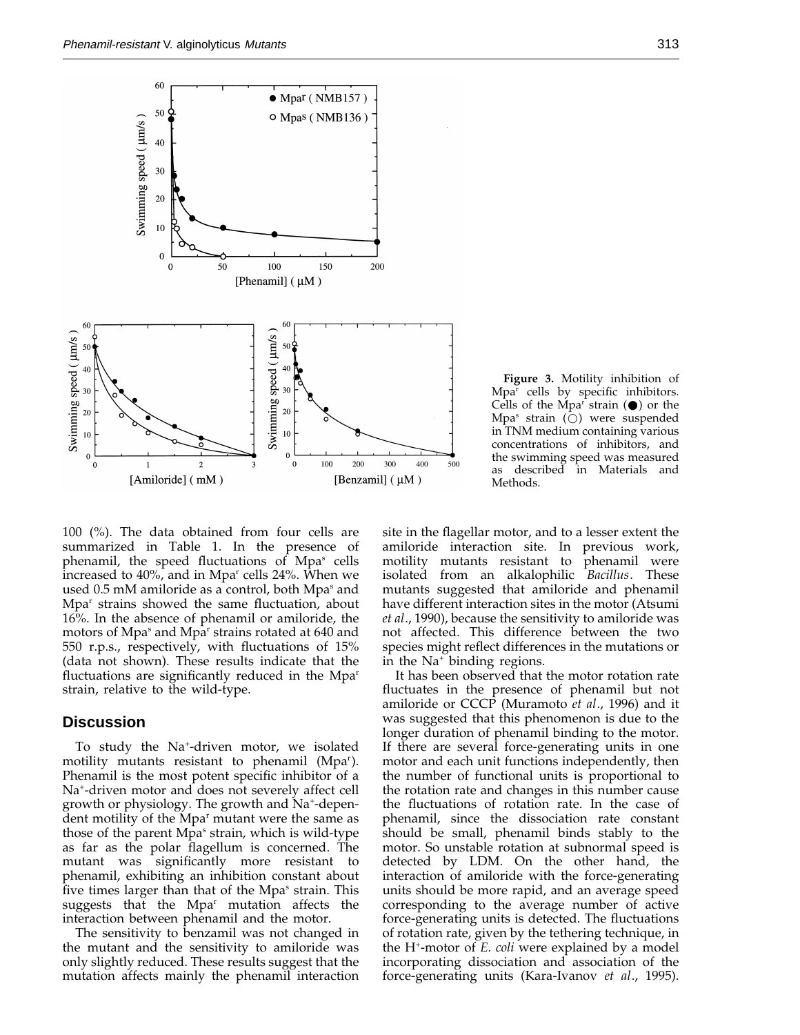**Figure 3.** Motility inhibition of $Mpa^r$ cells by specific inhibitors. Cells of the $Mpa^r$ strain (●) or the $Mpa^s$ strain (○) were suspended in TNM medium containing various concentrations of inhibitors, and the swimming speed was measured as described in Materials and Methods.

100 (%). The data obtained from four cells are summarized in Table 1. In the presence of phenamil, the speed fluctuations of $Mpa^s$ cells increased to 40%, and in $Mpa^r$ cells 24%. When we used 0.5 mM amiloride as a control, both $Mpa^s$ and $Mpa^r$ strains showed the same fluctuation, about 16%. In the absence of phenamil or amiloride, the motors of $Mpa^s$ and $Mpa^r$ strains rotated at 640 and 550 r.p.s., respectively, with fluctuations of 15% (data not shown). These results indicate that the fluctuations are significantly reduced in the $Mpa^r$ strain, relative to the wild-type.

## Discussion

To study the $Na^+$-driven motor, we isolated motility mutants resistant to phenamil ($Mpa^r$). Phenamil is the most potent specific inhibitor of a $Na^+$-driven motor and does not severely affect cell growth or physiology. The growth and $Na^+$-dependent motility of the $Mpa^r$ mutant were the same as those of the parent $Mpa^s$ strain, which is wild-type as far as the polar flagellum is concerned. The mutant was significantly more resistant to phenamil, exhibiting an inhibition constant about five times larger than that of the $Mpa^s$ strain. This suggests that the $Mpa^r$ mutation affects the interaction between phenamil and the motor.

The sensitivity to benzamil was not changed in the mutant and the sensitivity to amiloride was only slightly reduced. These results suggest that the mutation affects mainly the phenamil interaction site in the flagellar motor, and to a lesser extent the amiloride interaction site. In previous work, motility mutants resistant to phenamil were isolated from an alkalophilic *Bacillus*. These mutants suggested that amiloride and phenamil have different interaction sites in the motor (Atsumi *et al*., 1990), because the sensitivity to amiloride was not affected. This difference between the two species might reflect differences in the mutations or in the $Na^+$ binding regions.

It has been observed that the motor rotation rate fluctuates in the presence of phenamil but not amiloride or CCCP (Muramoto *et al*., 1996) and it was suggested that this phenomenon is due to the longer duration of phenamil binding to the motor. If there are several force-generating units in one motor and each unit functions independently, then the number of functional units is proportional to the rotation rate and changes in this number cause the fluctuations of rotation rate. In the case of phenamil, since the dissociation rate constant should be small, phenamil binds stably to the motor. So unstable rotation at subnormal speed is detected by LDM. On the other hand, the interaction of amiloride with the force-generating units should be more rapid, and an average speed corresponding to the average number of active force-generating units is detected. The fluctuations of rotation rate, given by the tethering technique, in the $H^+$-motor of *E. coli* were explained by a model incorporating dissociation and association of the force-generating units (Kara-Ivanov *et al*., 1995).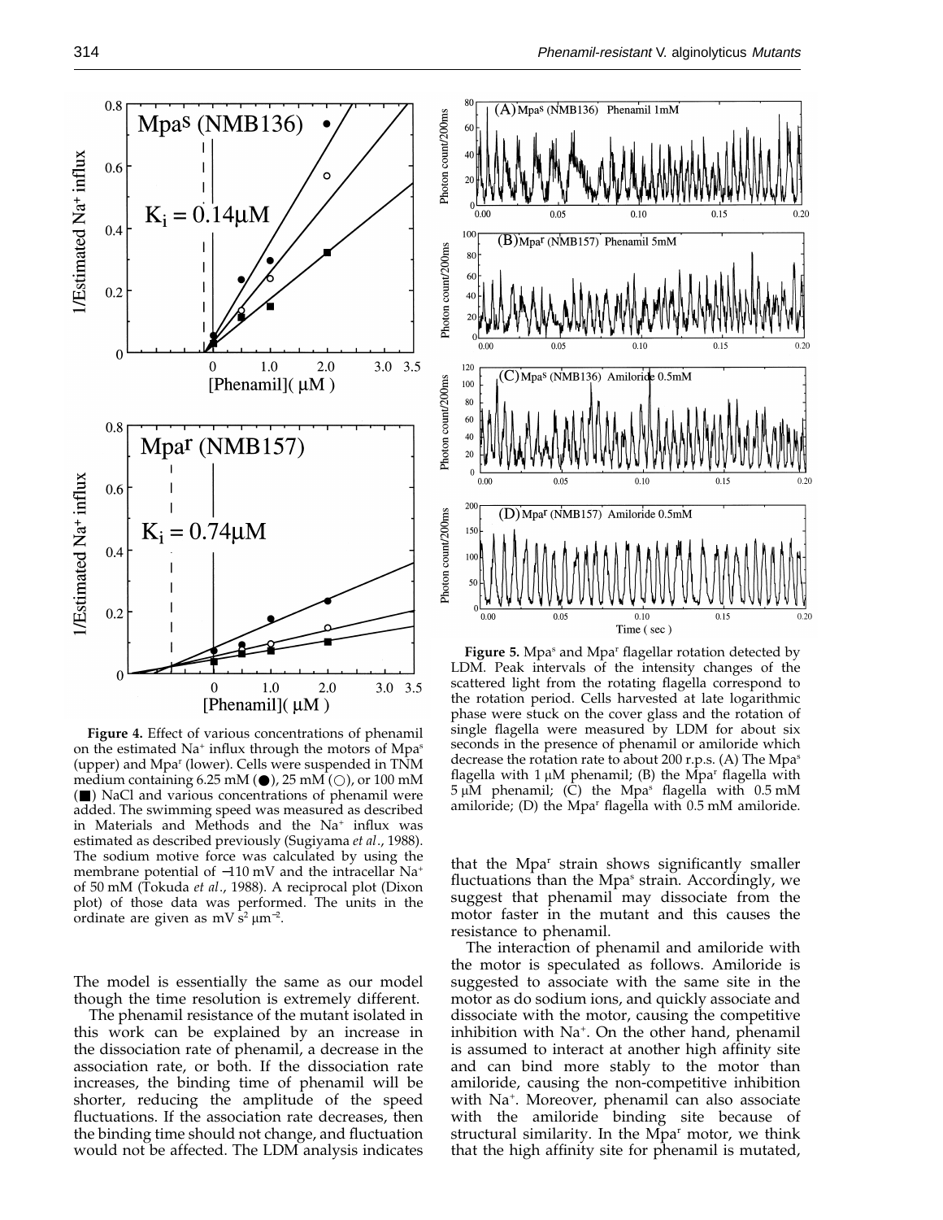Mpa$^s$ (NMB136)

$K_i = 0.14\mu M$

1/Estimated Na$^+$ influx

0.8
0.6
0.4
0.2
0

0 1.0 2.0 3.0 3.5

[Phenamil]( μM )

Mpa$^r$ (NMB157)

$K_i = 0.74\mu M$

1/Estimated Na$^+$ influx

0.8
0.6
0.4
0.2
0

0 1.0 2.0 3.0 3.5

[Phenamil]( μM )

**Figure 4.** Effect of various concentrations of phenamil on the estimated Na$^+$ influx through the motors of Mpa$^s$ (upper) and Mpa$^r$ (lower). Cells were suspended in TNM medium containing 6.25 mM (●), 25 mM (○), or 100 mM (■) NaCl and various concentrations of phenamil were added. The swimming speed was measured as described in Materials and Methods and the Na$^+$ influx was estimated as described previously (Sugiyama *et al*., 1988). The sodium motive force was calculated by using the membrane potential of −110 mV and the intracellar Na$^+$ of 50 mM (Tokuda *et al*., 1988). A reciprocal plot (Dixon plot) of those data was performed. The units in the ordinate are given as mV s$^2$ μm$^{-2}$.

(A) Mpa$^s$ (NMB136) Phenamil 1mM

(B) Mpa$^r$ (NMB157) Phenamil 5mM

(C) Mpa$^s$ (NMB136) Amiloride 0.5mM

(D) Mpa$^r$ (NMB157) Amiloride 0.5mM

Photon count/200ms

Time ( sec )

0.00 0.05 0.10 0.15 0.20

**Figure 5.** Mpa$^s$ and Mpa$^r$ flagellar rotation detected by LDM. Peak intervals of the intensity changes of the scattered light from the rotating flagella correspond to the rotation period. Cells harvested at late logarithmic phase were stuck on the cover glass and the rotation of single flagella were measured by LDM for about six seconds in the presence of phenamil or amiloride which decrease the rotation rate to about 200 r.p.s. (A) The Mpa$^s$ flagella with 1 μM phenamil; (B) the Mpa$^r$ flagella with 5 μM phenamil; (C) the Mpa$^s$ flagella with 0.5 mM amiloride; (D) the Mpa$^r$ flagella with 0.5 mM amiloride.

The model is essentially the same as our model though the time resolution is extremely different.

The phenamil resistance of the mutant isolated in this work can be explained by an increase in the dissociation rate of phenamil, a decrease in the association rate, or both. If the dissociation rate increases, the binding time of phenamil will be shorter, reducing the amplitude of the speed fluctuations. If the association rate decreases, then the binding time should not change, and fluctuation would not be affected. The LDM analysis indicates that the Mpa$^r$ strain shows significantly smaller fluctuations than the Mpa$^s$ strain. Accordingly, we suggest that phenamil may dissociate from the motor faster in the mutant and this causes the resistance to phenamil.

The interaction of phenamil and amiloride with the motor is speculated as follows. Amiloride is suggested to associate with the same site in the motor as do sodium ions, and quickly associate and dissociate with the motor, causing the competitive inhibition with Na$^+$. On the other hand, phenamil is assumed to interact at another high affinity site and can bind more stably to the motor than amiloride, causing the non-competitive inhibition with Na$^+$. Moreover, phenamil can also associate with the amiloride binding site because of structural similarity. In the Mpa$^r$ motor, we think that the high affinity site for phenamil is mutated,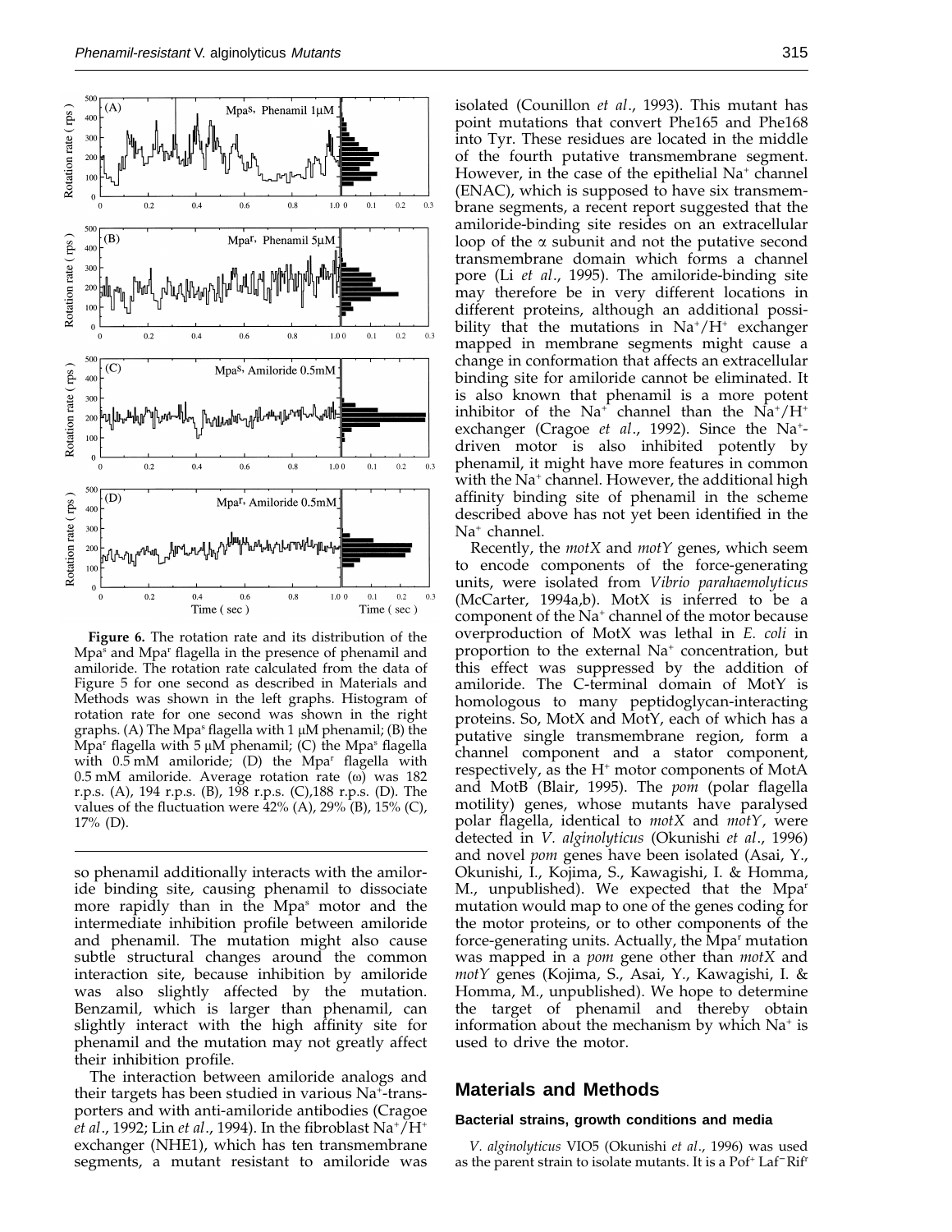(A) Mpa^s, Phenamil 1μM

(B) Mpa^r, Phenamil 5μM

(C) Mpa^s, Amiloride 0.5mM

(D) Mpa^r, Amiloride 0.5mM

Rotation rate ( rps )

Time ( sec )

Time ( sec )

**Figure 6.** The rotation rate and its distribution of the Mpa$^s$ and Mpa$^r$ flagella in the presence of phenamil and amiloride. The rotation rate calculated from the data of Figure 5 for one second as described in Materials and Methods was shown in the left graphs. Histogram of rotation rate for one second was shown in the right graphs. (A) The Mpa$^s$ flagella with 1 μM phenamil; (B) the Mpa$^r$ flagella with 5 μM phenamil; (C) the Mpa$^s$ flagella with 0.5 mM amiloride; (D) the Mpa$^r$ flagella with 0.5 mM amiloride. Average rotation rate (ω) was 182 r.p.s. (A), 194 r.p.s. (B), 198 r.p.s. (C),188 r.p.s. (D). The values of the fluctuation were 42% (A), 29% (B), 15% (C), 17% (D).

so phenamil additionally interacts with the amiloride binding site, causing phenamil to dissociate more rapidly than in the Mpa$^s$ motor and the intermediate inhibition profile between amiloride and phenamil. The mutation might also cause subtle structural changes around the common interaction site, because inhibition by amiloride was also slightly affected by the mutation. Benzamil, which is larger than phenamil, can slightly interact with the high affinity site for phenamil and the mutation may not greatly affect their inhibition profile.

The interaction between amiloride analogs and their targets has been studied in various $Na^+$-transporters and with anti-amiloride antibodies (Cragoe *et al*., 1992; Lin *et al*., 1994). In the fibroblast $Na^+/H^+$ exchanger (NHE1), which has ten transmembrane segments, a mutant resistant to amiloride was isolated (Counillon *et al*., 1993). This mutant has point mutations that convert Phe165 and Phe168 into Tyr. These residues are located in the middle of the fourth putative transmembrane segment. However, in the case of the epithelial $Na^+$ channel (ENAC), which is supposed to have six transmembrane segments, a recent report suggested that the amiloride-binding site resides on an extracellular loop of the α subunit and not the putative second transmembrane domain which forms a channel pore (Li *et al*., 1995). The amiloride-binding site may therefore be in very different locations in different proteins, although an additional possibility that the mutations in $Na^+/H^+$ exchanger mapped in membrane segments might cause a change in conformation that affects an extracellular binding site for amiloride cannot be eliminated. It is also known that phenamil is a more potent inhibitor of the $Na^+$ channel than the $Na^+/H^+$ exchanger (Cragoe *et al*., 1992). Since the $Na^+$-driven motor is also inhibited potently by phenamil, it might have more features in common with the $Na^+$ channel. However, the additional high affinity binding site of phenamil in the scheme described above has not yet been identified in the $Na^+$ channel.

Recently, the *motX* and *motY* genes, which seem to encode components of the force-generating units, were isolated from *Vibrio parahaemolyticus* (McCarter, 1994a,b). MotX is inferred to be a component of the $Na^+$ channel of the motor because overproduction of MotX was lethal in *E. coli* in proportion to the external $Na^+$ concentration, but this effect was suppressed by the addition of amiloride. The C-terminal domain of MotY is homologous to many peptidoglycan-interacting proteins. So, MotX and MotY, each of which has a putative single transmembrane region, form a channel component and a stator component, respectively, as the $H^+$ motor components of MotA and MotB (Blair, 1995). The *pom* (polar flagella motility) genes, whose mutants have paralysed polar flagella, identical to *motX* and *motY*, were detected in *V. alginolyticus* (Okunishi *et al*., 1996) and novel *pom* genes have been isolated (Asai, Y., Okunishi, I., Kojima, S., Kawagishi, I. & Homma, M., unpublished). We expected that the Mpa$^r$ mutation would map to one of the genes coding for the motor proteins, or to other components of the force-generating units. Actually, the Mpa$^r$ mutation was mapped in a *pom* gene other than *motX* and *motY* genes (Kojima, S., Asai, Y., Kawagishi, I. & Homma, M., unpublished). We hope to determine the target of phenamil and thereby obtain information about the mechanism by which $Na^+$ is used to drive the motor.

## Materials and Methods

### Bacterial strains, growth conditions and media

*V. alginolyticus* VIO5 (Okunishi *et al*., 1996) was used as the parent strain to isolate mutants. It is a Pof$^+$ Laf$^-$Rif$^r$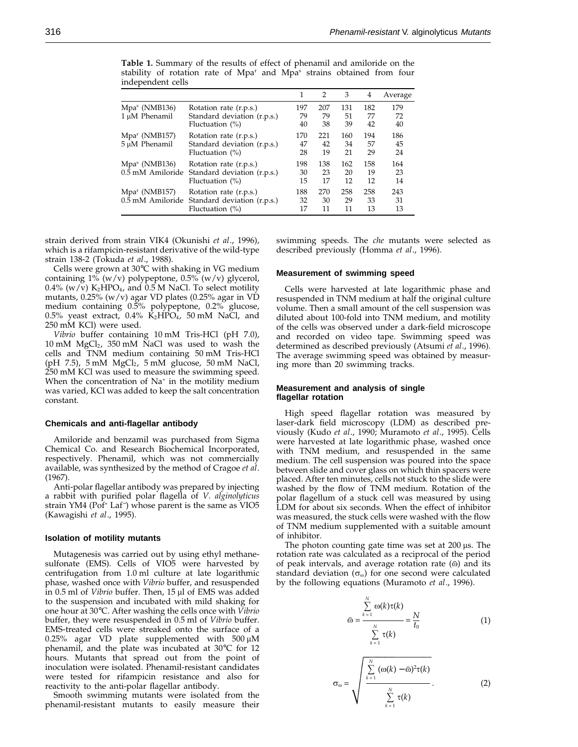**Table 1.** Summary of the results of effect of phenamil and amiloride on the stability of rotation rate of $Mpa^r$ and $Mpa^s$ strains obtained from four independent cells

| | | 1 | 2 | 3 | 4 | Average |
|---|---|---|---|---|---|---|
| $Mpa^s$ (NMB136) | Rotation rate (r.p.s.) | 197 | 207 | 131 | 182 | 179 |
| 1 μM Phenamil | Standard deviation (r.p.s.) | 79 | 79 | 51 | 77 | 72 |
| | Fluctuation (%) | 40 | 38 | 39 | 42 | 40 |
| $Mpa^r$ (NMB157) | Rotation rate (r.p.s.) | 170 | 221 | 160 | 194 | 186 |
| 5 μM Phenamil | Standard deviation (r.p.s.) | 47 | 42 | 34 | 57 | 45 |
| | Fluctuation (%) | 28 | 19 | 21 | 29 | 24 |
| $Mpa^s$ (NMB136) | Rotation rate (r.p.s.) | 198 | 138 | 162 | 158 | 164 |
| 0.5 mM Amiloride | Standard deviation (r.p.s.) | 30 | 23 | 20 | 19 | 23 |
| | Fluctuation (%) | 15 | 17 | 12 | 12 | 14 |
| $Mpa^r$ (NMB157) | Rotation rate (r.p.s.) | 188 | 270 | 258 | 258 | 243 |
| 0.5 mM Amiloride | Standard deviation (r.p.s.) | 32 | 30 | 29 | 33 | 31 |
| | Fluctuation (%) | 17 | 11 | 11 | 13 | 13 |

strain derived from strain VIK4 (Okunishi *et al*., 1996), which is a rifampicin-resistant derivative of the wild-type strain 138-2 (Tokuda *et al*., 1988).

Cells were grown at 30°C with shaking in VG medium containing 1% (w/v) polypeptone, 0.5% (w/v) glycerol, 0.4% (w/v) $K_2HPO_4$, and 0.5 M NaCl. To select motility mutants, 0.25% (w/v) agar in VD medium containing 0.5% polypeptone, 0.2% glucose, 0.5% yeast extract, 0.4% $K_2HPO_4$, 50 mM NaCl, and 250 mM KCl) were used.

*Vibrio* buffer containing 10 mM Tris-HCl (pH 7.0), 10 mM $MgCl_2$, 350 mM NaCl was used to wash the cells and TNM medium containing 50 mM Tris-HCl (pH 7.5), 5 mM $MgCl_2$, 5 mM glucose, 50 mM NaCl, 250 mM KCl was used to measure the swimming speed. When the concentration of $Na^+$ in the motility medium was varied, KCl was added to keep the salt concentration constant.

### Chemicals and anti-flagellar antibody

Amiloride and benzamil was purchased from Sigma Chemical Co. and Research Biochemical Incorporated, respectively. Phenamil, which was not commercially available, was synthesized by the method of Cragoe *et al*. (1967).

Anti-polar flagellar antibody was prepared by injecting a rabbit with purified polar flagella of *V. alginolyticus* strain YM4 ($Pof^+$ $Laf^-$) whose parent is the same as VIO5 (Kawagishi *et al*., 1995).

### Isolation of motility mutants

Mutagenesis was carried out by using ethyl methanesulfonate (EMS). Cells of VIO5 were harvested by centrifugation from 1.0 ml culture at late logarithmic phase, washed once with *Vibrio* buffer, and resuspended in 0.5 ml of *Vibrio* buffer. Then, 15 μl of EMS was added to the suspension and incubated with mild shaking for one hour at 30°C. After washing the cells once with *Vibrio* buffer, they were resuspended in 0.5 ml of *Vibrio* buffer. EMS-treated cells were streaked onto the surface of a 0.25% agar VD plate supplemented with 500 μM phenamil, and the plate was incubated at 30°C for 12 hours. Mutants that spread out from the point of inoculation were isolated. Phenamil-resistant candidates were tested for rifampicin resistance and also for reactivity to the anti-polar flagellar antibody.

Smooth swimming mutants were isolated from the phenamil-resistant mutants to easily measure their swimming speeds. The *che* mutants were selected as described previously (Homma *et al*., 1996).

### Measurement of swimming speed

Cells were harvested at late logarithmic phase and resuspended in TNM medium at half the original culture volume. Then a small amount of the cell suspension was diluted about 100-fold into TNM medium, and motility of the cells was observed under a dark-field microscope and recorded on video tape. Swimming speed was determined as described previously (Atsumi *et al*., 1996). The average swimming speed was obtained by measuring more than 20 swimming tracks.

### Measurement and analysis of single flagellar rotation

High speed flagellar rotation was measured by laser-dark field microscopy (LDM) as described previously (Kudo *et al*., 1990; Muramoto *et al*., 1995). Cells were harvested at late logarithmic phase, washed once with TNM medium, and resuspended in the same medium. The cell suspension was poured into the space between slide and cover glass on which thin spacers were placed. After ten minutes, cells not stuck to the slide were washed by the flow of TNM medium. Rotation of the polar flagellum of a stuck cell was measured by using LDM for about six seconds. When the effect of inhibitor was measured, the stuck cells were washed with the flow of TNM medium supplemented with a suitable amount of inhibitor.

The photon counting gate time was set at 200 μs. The rotation rate was calculated as a reciprocal of the period of peak intervals, and average rotation rate ($\bar{\omega}$) and its standard deviation ($\sigma_\omega$) for one second were calculated by the following equations (Muramoto *et al*., 1996).

$$\bar{\omega} = \frac{\sum_{k=1}^{N} \omega(k)\tau(k)}{\sum_{k=1}^{N} \tau(k)} = \frac{N}{t_0} \qquad (1)$$

$$\sigma_\omega = \sqrt{\frac{\sum_{k=1}^{N} (\omega(k) - \bar{\omega})^2 \tau(k)}{\sum_{k=1}^{N} \tau(k)}}. \qquad (2)$$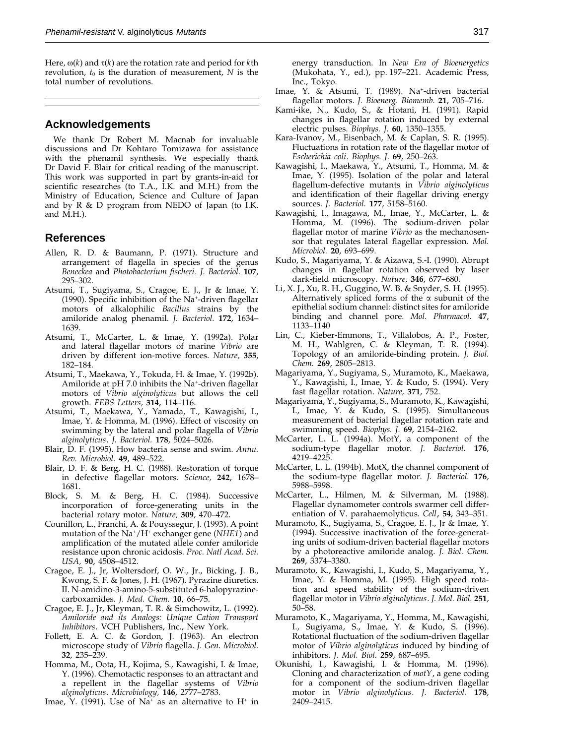Here, $\omega(k)$ and $\tau(k)$ are the rotation rate and period for $k$th revolution, $t_0$ is the duration of measurement, $N$ is the total number of revolutions.

## Acknowledgements

We thank Dr Robert M. Macnab for invaluable discussions and Dr Kohtaro Tomizawa for assistance with the phenamil synthesis. We especially thank Dr David F. Blair for critical reading of the manuscript. This work was supported in part by grants-in-aid for scientific researches (to T.A., I.K. and M.H.) from the Ministry of Education, Science and Culture of Japan and by R & D program from NEDO of Japan (to I.K. and M.H.).

## References

Allen, R. D. & Baumann, P. (1971). Structure and arrangement of flagella in species of the genus *Beneckea* and *Photobacterium fischeri*. *J. Bacteriol.* **107**, 295–302.

Atsumi, T., Sugiyama, S., Cragoe, E. J., Jr & Imae, Y. (1990). Specific inhibition of the $Na^+$-driven flagellar motors of alkalophilic *Bacillus* strains by the amiloride analog phenamil. *J. Bacteriol.* **172**, 1634–1639.

Atsumi, T., McCarter, L. & Imae, Y. (1992a). Polar and lateral flagellar motors of marine *Vibrio* are driven by different ion-motive forces. *Nature,* **355**, 182–184.

Atsumi, T., Maekawa, Y., Tokuda, H. & Imae, Y. (1992b). Amiloride at pH 7.0 inhibits the $Na^+$-driven flagellar motors of *Vibrio alginolyticus* but allows the cell growth. *FEBS Letters,* **314**, 114–116.

Atsumi, T., Maekawa, Y., Yamada, T., Kawagishi, I., Imae, Y. & Homma, M. (1996). Effect of viscosity on swimming by the lateral and polar flagella of *Vibrio alginolyticus*. *J. Bacteriol.* **178**, 5024–5026.

Blair, D. F. (1995). How bacteria sense and swim. *Annu. Rev. Microbiol.* **49**, 489–522.

Blair, D. F. & Berg, H. C. (1988). Restoration of torque in defective flagellar motors. *Science,* **242**, 1678–1681.

Block, S. M. & Berg, H. C. (1984). Successive incorporation of force-generating units in the bacterial rotary motor. *Nature,* **309**, 470–472.

Counillon, L., Franchi, A. & Pouyssegur, J. (1993). A point mutation of the $Na^+/H^+$ exchanger gene (*NHE1*) and amplification of the mutated allele confer amiloride resistance upon chronic acidosis. *Proc. Natl Acad. Sci. USA,* **90**, 4508–4512.

Cragoe, E. J., Jr, Woltersdorf, O. W., Jr., Bicking, J. B., Kwong, S. F. & Jones, J. H. (1967). Pyrazine diuretics. II. N-amidino-3-amino-5-substituted 6-halopyrazinecarboxamides. *J. Med. Chem.* **10**, 66–75.

Cragoe, E. J., Jr, Kleyman, T. R. & Simchowitz, L. (1992). *Amiloride and its Analogs: Unique Cation Transport Inhibitors*. VCH Publishers, Inc., New York.

Follett, E. A. C. & Gordon, J. (1963). An electron microscope study of *Vibrio* flagella. *J. Gen. Microbiol.* **32**, 235–239.

Homma, M., Oota, H., Kojima, S., Kawagishi, I. & Imae, Y. (1996). Chemotactic responses to an attractant and a repellent in the flagellar systems of *Vibrio alginolyticus*. *Microbiology,* **146**, 2777–2783.

Imae, Y. (1991). Use of $Na^+$ as an alternative to $H^+$ in energy transduction. In *New Era of Bioenergetics* (Mukohata, Y., ed.), pp. 197–221. Academic Press, Inc., Tokyo.

Imae, Y. & Atsumi, T. (1989). $Na^+$-driven bacterial flagellar motors. *J. Bioenerg. Biomemb.* **21**, 705–716.

Kami-ike, N., Kudo, S., & Hotani, H. (1991). Rapid changes in flagellar rotation induced by external electric pulses. *Biophys. J.* **60**, 1350–1355.

Kara-Ivanov, M., Eisenbach, M. & Caplan, S. R. (1995). Fluctuations in rotation rate of the flagellar motor of *Escherichia coli*. *Biophys. J.* **69**, 250–263.

Kawagishi, I., Maekawa, Y., Atsumi, T., Homma, M. & Imae, Y. (1995). Isolation of the polar and lateral flagellum-defective mutants in *Vibrio alginolyticus* and identification of their flagellar driving energy sources. *J. Bacteriol.* **177**, 5158–5160.

Kawagishi, I., Imagawa, M., Imae, Y., McCarter, L. & Homma, M. (1996). The sodium-driven polar flagellar motor of marine *Vibrio* as the mechanosensor that regulates lateral flagellar expression. *Mol. Microbiol.* **20**, 693–699.

Kudo, S., Magariyama, Y. & Aizawa, S.-I. (1990). Abrupt changes in flagellar rotation observed by laser dark-field microscopy. *Nature,* **346**, 677–680.

Li, X. J., Xu, R. H., Guggino, W. B. & Snyder, S. H. (1995). Alternatively spliced forms of the $\alpha$ subunit of the epithelial sodium channel: distinct sites for amiloride binding and channel pore. *Mol. Pharmacol.* **47**, 1133–1140

Lin, C., Kieber-Emmons, T., Villalobos, A. P., Foster, M. H., Wahlgren, C. & Kleyman, T. R. (1994). Topology of an amiloride-binding protein. *J. Biol. Chem.* **269**, 2805–2813.

Magariyama, Y., Sugiyama, S., Muramoto, K., Maekawa, Y., Kawagishi, I., Imae, Y. & Kudo, S. (1994). Very fast flagellar rotation. *Nature,* **371**, 752.

Magariyama, Y., Sugiyama, S., Muramoto, K., Kawagishi, I., Imae, Y. & Kudo, S. (1995). Simultaneous measurement of bacterial flagellar rotation rate and swimming speed. *Biophys. J.* **69**, 2154–2162.

McCarter, L. L. (1994a). MotY, a component of the sodium-type flagellar motor. *J. Bacteriol.* **176**, 4219–4225.

McCarter, L. L. (1994b). MotX, the channel component of the sodium-type flagellar motor. *J. Bacteriol.* **176**, 5988–5998.

McCarter, L., Hilmen, M. & Silverman, M. (1988). Flagellar dynamometer controls swarmer cell differentiation of V. parahaemolyticus. *Cell*, **54**, 343–351.

Muramoto, K., Sugiyama, S., Cragoe, E. J., Jr & Imae, Y. (1994). Successive inactivation of the force-generating units of sodium-driven bacterial flagellar motors by a photoreactive amiloride analog. *J. Biol. Chem.* **269**, 3374–3380.

Muramoto, K., Kawagishi, I., Kudo, S., Magariyama, Y., Imae, Y. & Homma, M. (1995). High speed rotation and speed stability of the sodium-driven flagellar motor in *Vibrio alginolyticus*. *J. Mol. Biol.* **251**, 50–58.

Muramoto, K., Magariyama, Y., Homma, M., Kawagishi, I., Sugiyama, S., Imae, Y. & Kudo, S. (1996). Rotational fluctuation of the sodium-driven flagellar motor of *Vibrio alginolyticus* induced by binding of inhibitors. *J. Mol. Biol.* **259**, 687–695.

Okunishi, I., Kawagishi, I. & Homma, M. (1996). Cloning and characterization of *motY*, a gene coding for a component of the sodium-driven flagellar motor in *Vibrio alginolyticus*. *J. Bacteriol.* **178**, 2409–2415.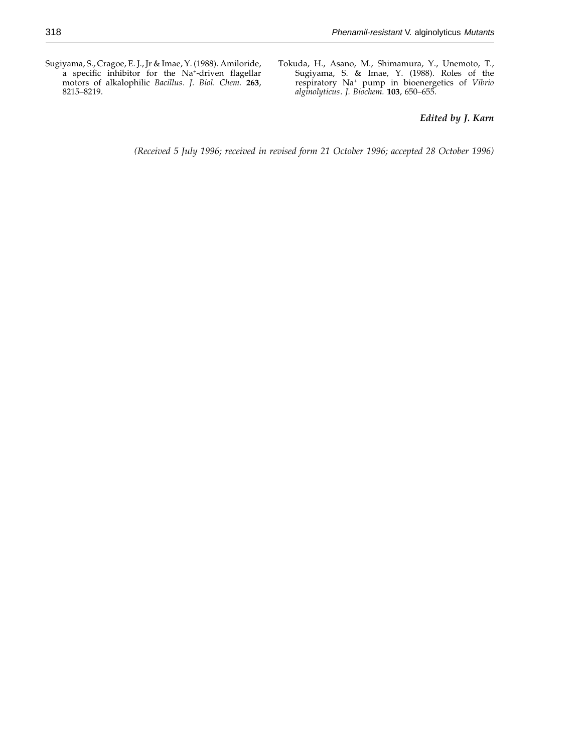Sugiyama, S., Cragoe, E. J., Jr & Imae, Y. (1988). Amiloride, a specific inhibitor for the $Na^+$-driven flagellar motors of alkalophilic *Bacillus*. *J. Biol. Chem.* **263**, 8215–8219.

Tokuda, H., Asano, M., Shimamura, Y., Unemoto, T., Sugiyama, S. & Imae, Y. (1988). Roles of the respiratory $Na^+$ pump in bioenergetics of *Vibrio alginolyticus*. *J. Biochem.* **103**, 650–655.

***Edited by J. Karn***

*(Received 5 July 1996; received in revised form 21 October 1996; accepted 28 October 1996)*